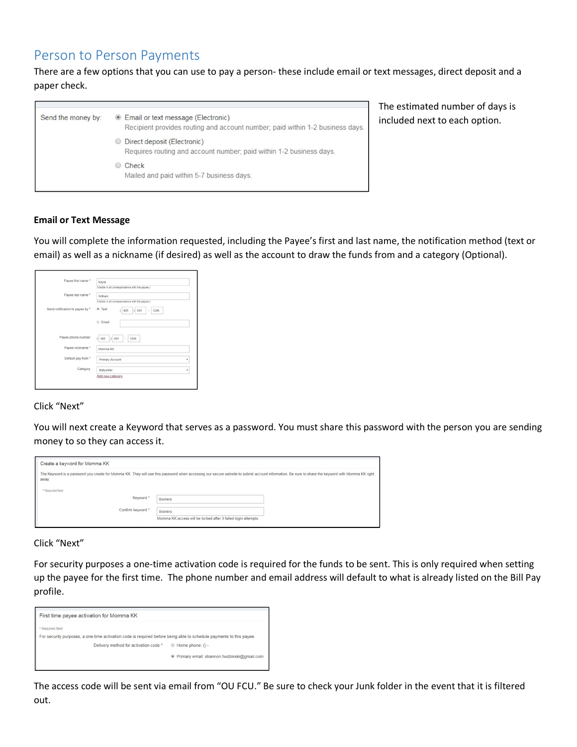# Person to Person Payments

There are a few options that you can use to pay a person- these include email or text messages, direct deposit and a paper check.

Send the money by:

- Email or text message (Electronic)
  Recipient provides routing and account number; paid within 1-2 business days.
- Direct deposit (Electronic)
  Requires routing and account number; paid within 1-2 business days.
- Check
  Mailed and paid within 5-7 business days.

The estimated number of days is included next to each option.

**Email or Text Message**

You will complete the information requested, including the Payee's first and last name, the notification method (text or email) as well as a nickname (if desired) as well as the account to draw the funds from and a category (Optional).

Click "Next"

You will next create a Keyword that serves as a password. You must share this password with the person you are sending money to so they can access it.

Create a keyword for Momma KK

The Keyword is a password you create for Momma KK. They will use this password when accessing our secure website to submit account information. Be sure to share the keyword with Momma KK right away.

Click "Next"

For security purposes a one-time activation code is required for the funds to be sent. This is only required when setting up the payee for the first time. The phone number and email address will default to what is already listed on the Bill Pay profile.

First time payee activation for Momma KK

For security purposes, a one-time activation code is required before being able to schedule payments to this payee.

The access code will be sent via email from "OU FCU." Be sure to check your Junk folder in the event that it is filtered out.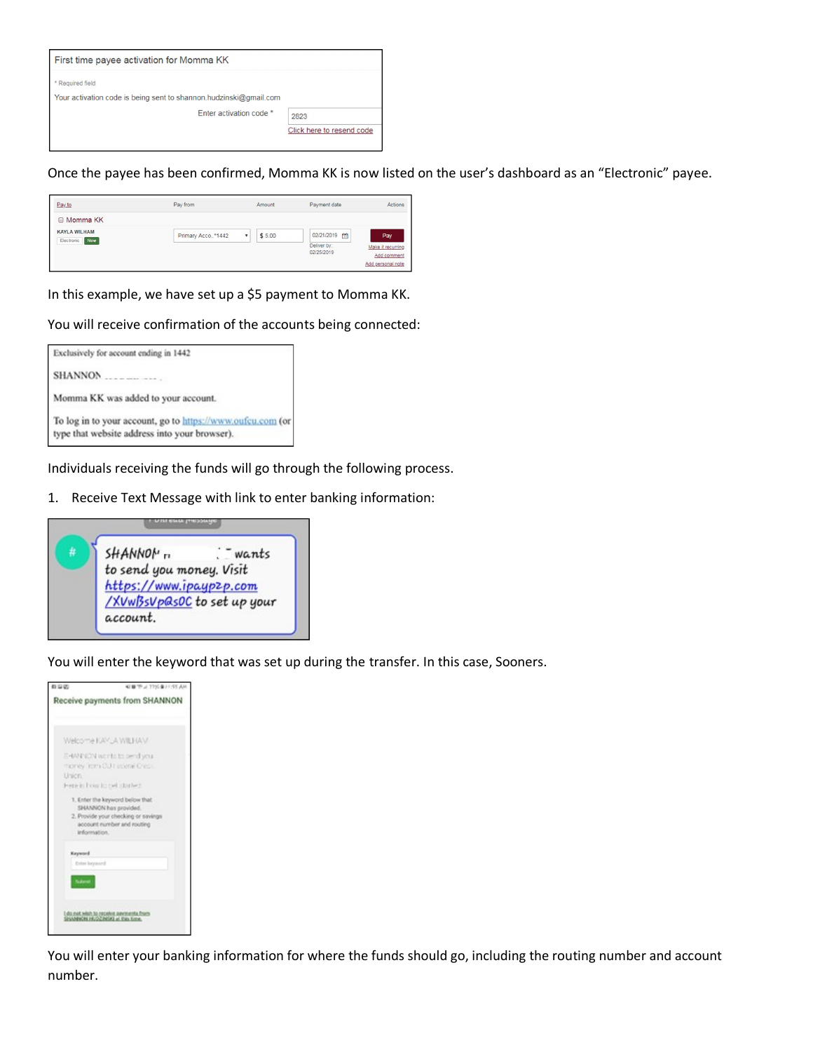First time payee activation for Momma KK

\* Required field

Your activation code is being sent to shannon.hudzinski@gmail.com

Enter activation code \* 2823

Click here to resend code

Once the payee has been confirmed, Momma KK is now listed on the user's dashboard as an "Electronic" payee.

| Pay to | Pay from | Amount | Payment date | Actions |
|---|---|---|---|---|
| Momma KK | | | | |
| KAYLA WILHAM Electronic New | Primary Acco..\*1442 | $ 5.00 | 02/21/2019 Deliver by: 02/25/2019 | Pay Make it recurring Add comment Add personal note |

In this example, we have set up a $5 payment to Momma KK.

You will receive confirmation of the accounts being connected:

Exclusively for account ending in 1442

SHANNON

Momma KK was added to your account.

To log in to your account, go to https://www.oufcu.com (or type that website address into your browser).

Individuals receiving the funds will go through the following process.

1. Receive Text Message with link to enter banking information:

SHANNON wants to send you money. Visit https://www.ipayp2p.com/XVwBsVp@s0C to set up your account.

You will enter the keyword that was set up during the transfer. In this case, Sooners.

Receive payments from SHANNON

Welcome KAYLA WILHAM

SHANNON wants to send you money from OU Federal Credit Union.

Here is how to get started:

1. Enter the keyword below that SHANNON has provided.
2. Provide your checking or savings account number and routing information.

Keyword

Enter keyword

Submit

I do not wish to receive payments from SHANNON HUDZINSKI at this time.

You will enter your banking information for where the funds should go, including the routing number and account number.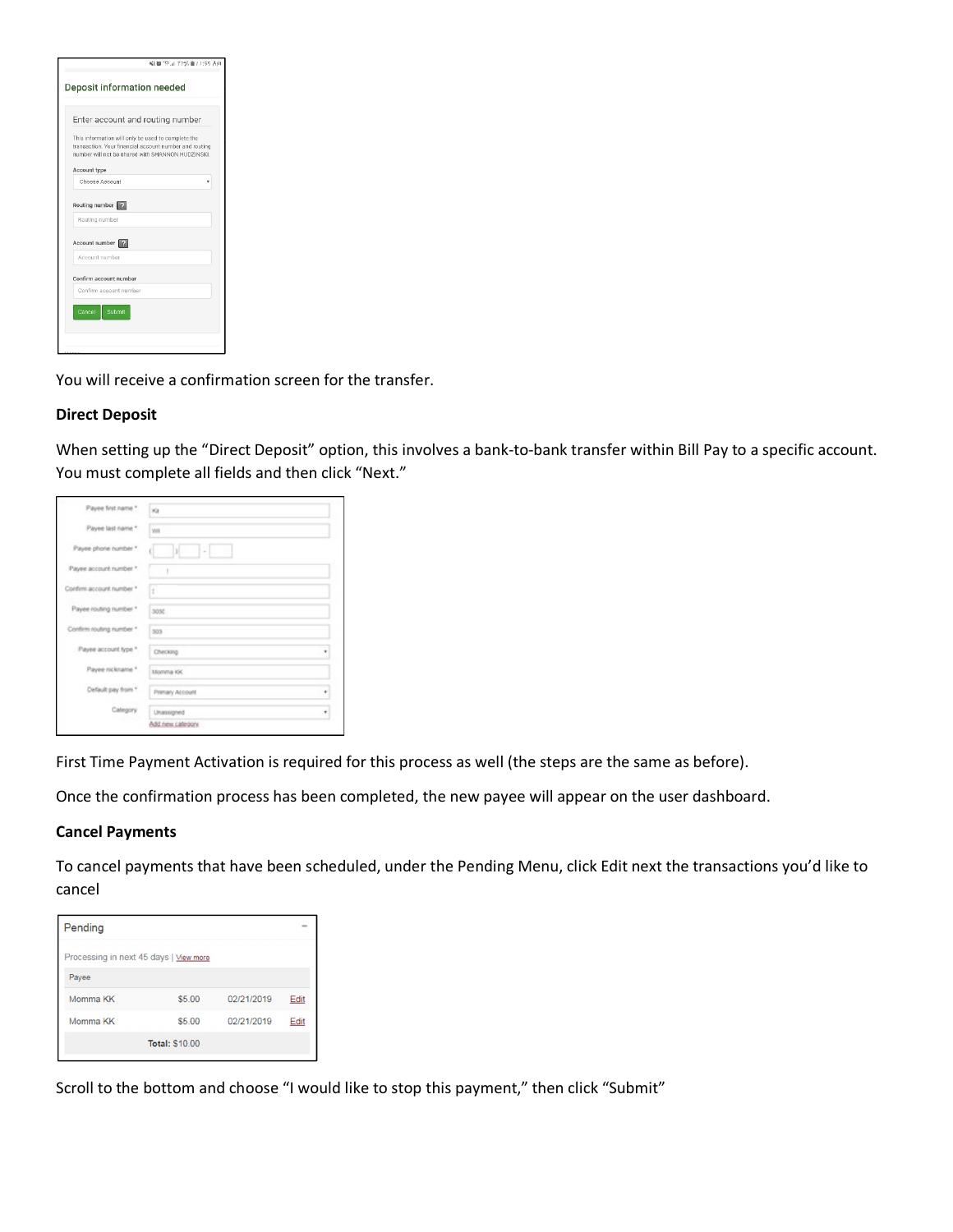You will receive a confirmation screen for the transfer.

**Direct Deposit**

When setting up the "Direct Deposit" option, this involves a bank-to-bank transfer within Bill Pay to a specific account. You must complete all fields and then click "Next."

First Time Payment Activation is required for this process as well (the steps are the same as before).

Once the confirmation process has been completed, the new payee will appear on the user dashboard.

**Cancel Payments**

To cancel payments that have been scheduled, under the Pending Menu, click Edit next the transactions you'd like to cancel

Scroll to the bottom and choose "I would like to stop this payment," then click "Submit"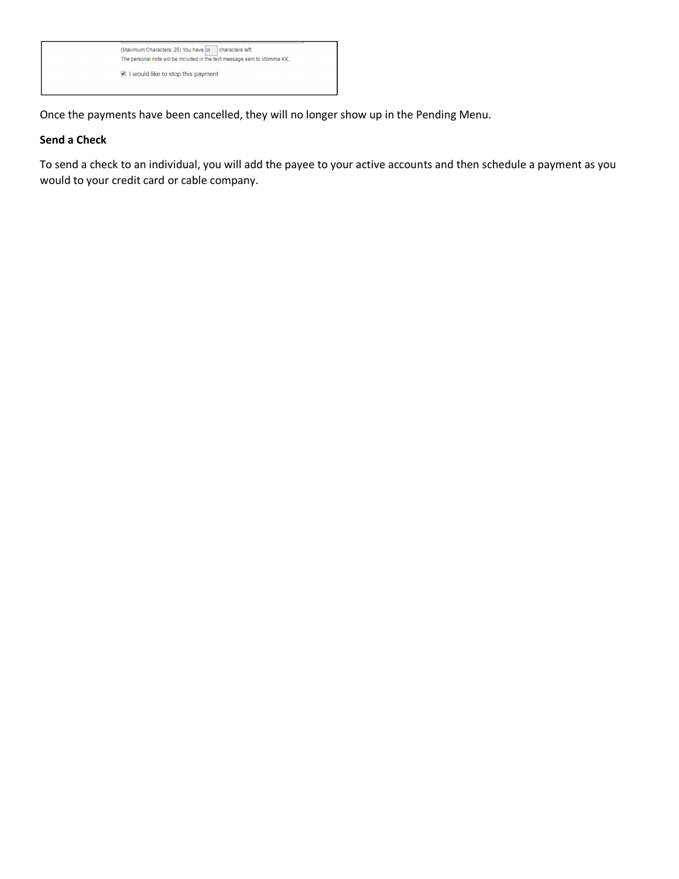(Maximum Characters: 25) You have 25 characters left.
The personal note will be included in the text message sent to Momma KK.

☑ I would like to stop this payment

Once the payments have been cancelled, they will no longer show up in the Pending Menu.

**Send a Check**

To send a check to an individual, you will add the payee to your active accounts and then schedule a payment as you would to your credit card or cable company.